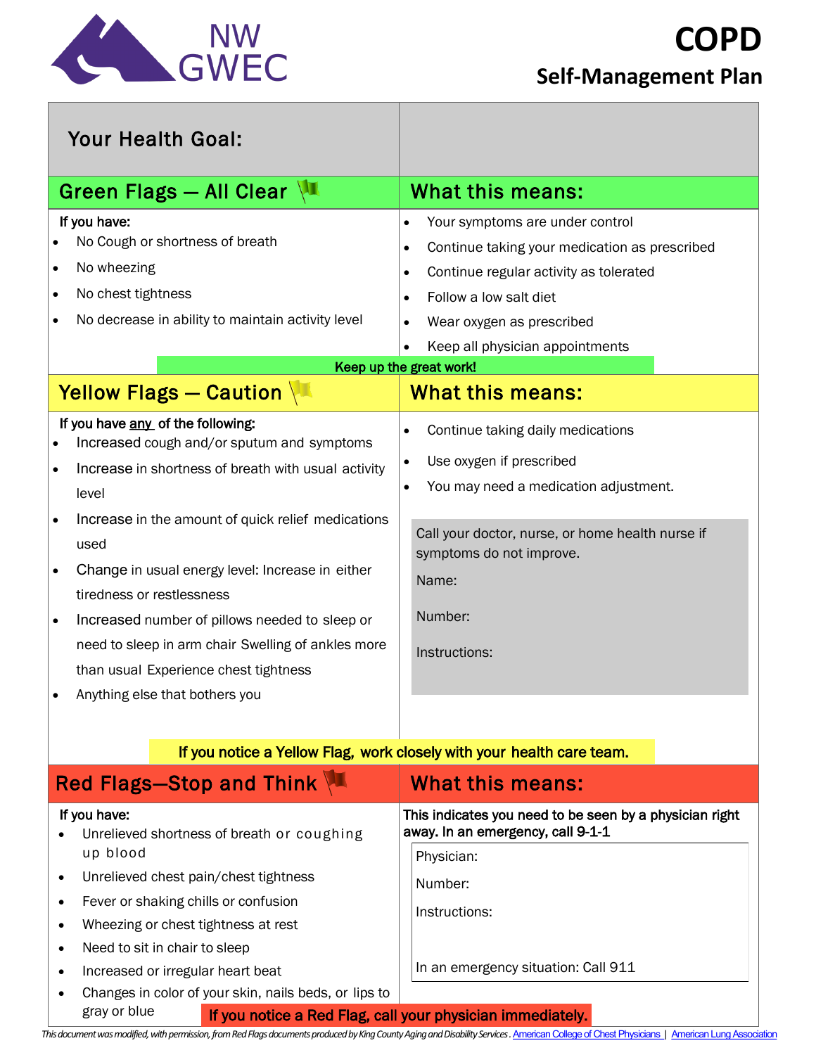NW GWEC

# COPD

## Self-Management Plan

**Your Health Goal:**

## Green Flags — All Clear

**If you have:**

- No Cough or shortness of breath
- No wheezing
- No chest tightness
- No decrease in ability to maintain activity level

**What this means:**

- Your symptoms are under control
- Continue taking your medication as prescribed
- Continue regular activity as tolerated
- Follow a low salt diet
- Wear oxygen as prescribed
- Keep all physician appointments

**Keep up the great work!**

## Yellow Flags — Caution

**If you have any of the following:**

- Increased cough and/or sputum and symptoms
- Increase in shortness of breath with usual activity level
- Increase in the amount of quick relief medications used
- Change in usual energy level: Increase in either tiredness or restlessness
- Increased number of pillows needed to sleep or need to sleep in arm chair Swelling of ankles more than usual Experience chest tightness
- Anything else that bothers you

**What this means:**

- Continue taking daily medications
- Use oxygen if prescribed
- You may need a medication adjustment.

Call your doctor, nurse, or home health nurse if symptoms do not improve.

Name:

Number:

Instructions:

**If you notice a Yellow Flag, work closely with your health care team.**

## Red Flags—Stop and Think

**If you have:**

- Unrelieved shortness of breath or coughing up blood
- Unrelieved chest pain/chest tightness
- Fever or shaking chills or confusion
- Wheezing or chest tightness at rest
- Need to sit in chair to sleep
- Increased or irregular heart beat
- Changes in color of your skin, nails beds, or lips to gray or blue

**What this means:**

**This indicates you need to be seen by a physician right away. In an emergency, call 9-1-1**

Physician:

Number:

Instructions:

In an emergency situation: Call 911

**If you notice a Red Flag, call your physician immediately.**

*This document was modified, with permission, from Red Flags documents produced by King County Aging and Disability Services.* American College of Chest Physicians | American Lung Association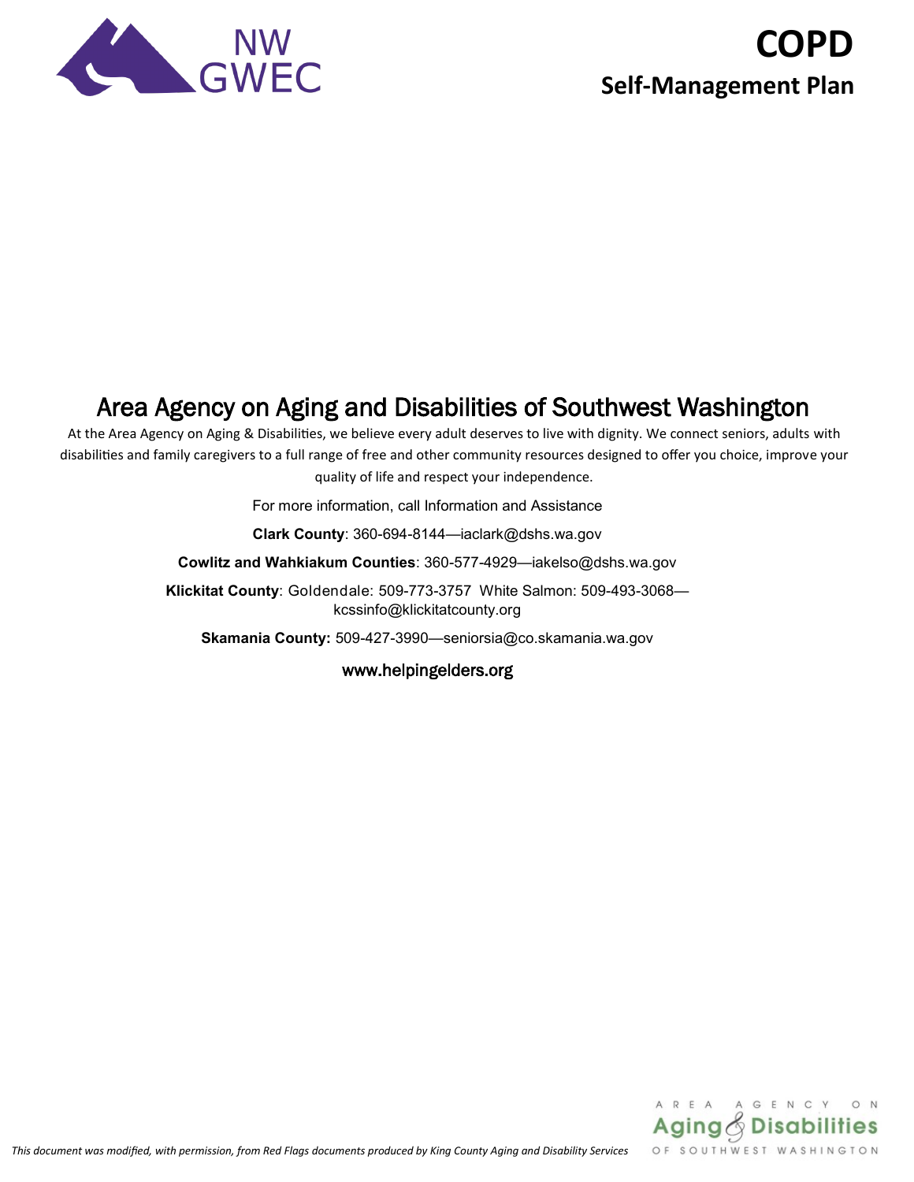NW GWEC

# COPD

## Self-Management Plan

## Area Agency on Aging and Disabilities of Southwest Washington

At the Area Agency on Aging & Disabilities, we believe every adult deserves to live with dignity. We connect seniors, adults with disabilities and family caregivers to a full range of free and other community resources designed to offer you choice, improve your quality of life and respect your independence.

For more information, call Information and Assistance

**Clark County**: 360-694-8144—iaclark@dshs.wa.gov

**Cowlitz and Wahkiakum Counties**: 360-577-4929—iakelso@dshs.wa.gov

**Klickitat County**: Goldendale: 509-773-3757 White Salmon: 509-493-3068—kcssinfo@klickitatcounty.org

**Skamania County:** 509-427-3990—seniorsia@co.skamania.wa.gov

www.helpingelders.org

*This document was modified, with permission, from Red Flags documents produced by King County Aging and Disability Services*

AREA AGENCY ON Aging & Disabilities OF SOUTHWEST WASHINGTON